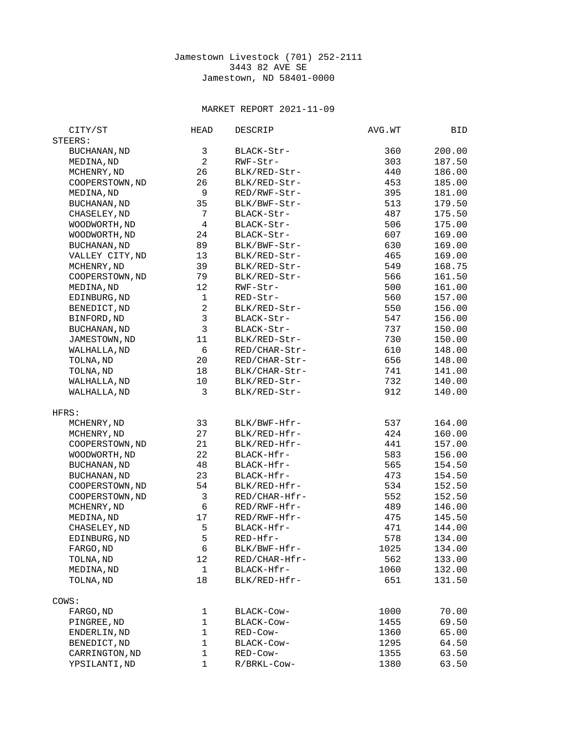Jamestown Livestock (701) 252-2111
3443 82 AVE SE
Jamestown, ND 58401-0000

MARKET REPORT 2021-11-09

| CITY/ST | HEAD | DESCRIP | AVG.WT | BID |
|---|---|---|---|---|
| **STEERS:** | | | | |
| BUCHANAN,ND | 3 | BLACK-Str- | 360 | 200.00 |
| MEDINA,ND | 2 | RWF-Str- | 303 | 187.50 |
| MCHENRY,ND | 26 | BLK/RED-Str- | 440 | 186.00 |
| COOPERSTOWN,ND | 26 | BLK/RED-Str- | 453 | 185.00 |
| MEDINA,ND | 9 | RED/RWF-Str- | 395 | 181.00 |
| BUCHANAN,ND | 35 | BLK/BWF-Str- | 513 | 179.50 |
| CHASELEY,ND | 7 | BLACK-Str- | 487 | 175.50 |
| WOODWORTH,ND | 4 | BLACK-Str- | 506 | 175.00 |
| WOODWORTH,ND | 24 | BLACK-Str- | 607 | 169.00 |
| BUCHANAN,ND | 89 | BLK/BWF-Str- | 630 | 169.00 |
| VALLEY CITY,ND | 13 | BLK/RED-Str- | 465 | 169.00 |
| MCHENRY,ND | 39 | BLK/RED-Str- | 549 | 168.75 |
| COOPERSTOWN,ND | 79 | BLK/RED-Str- | 566 | 161.50 |
| MEDINA,ND | 12 | RWF-Str- | 500 | 161.00 |
| EDINBURG,ND | 1 | RED-Str- | 560 | 157.00 |
| BENEDICT,ND | 2 | BLK/RED-Str- | 550 | 156.00 |
| BINFORD,ND | 3 | BLACK-Str- | 547 | 156.00 |
| BUCHANAN,ND | 3 | BLACK-Str- | 737 | 150.00 |
| JAMESTOWN,ND | 11 | BLK/RED-Str- | 730 | 150.00 |
| WALHALLA,ND | 6 | RED/CHAR-Str- | 610 | 148.00 |
| TOLNA,ND | 20 | RED/CHAR-Str- | 656 | 148.00 |
| TOLNA,ND | 18 | BLK/CHAR-Str- | 741 | 141.00 |
| WALHALLA,ND | 10 | BLK/RED-Str- | 732 | 140.00 |
| WALHALLA,ND | 3 | BLK/RED-Str- | 912 | 140.00 |
| **HFRS:** | | | | |
| MCHENRY,ND | 33 | BLK/BWF-Hfr- | 537 | 164.00 |
| MCHENRY,ND | 27 | BLK/RED-Hfr- | 424 | 160.00 |
| COOPERSTOWN,ND | 21 | BLK/RED-Hfr- | 441 | 157.00 |
| WOODWORTH,ND | 22 | BLACK-Hfr- | 583 | 156.00 |
| BUCHANAN,ND | 48 | BLACK-Hfr- | 565 | 154.50 |
| BUCHANAN,ND | 23 | BLACK-Hfr- | 473 | 154.50 |
| COOPERSTOWN,ND | 54 | BLK/RED-Hfr- | 534 | 152.50 |
| COOPERSTOWN,ND | 3 | RED/CHAR-Hfr- | 552 | 152.50 |
| MCHENRY,ND | 6 | RED/RWF-Hfr- | 489 | 146.00 |
| MEDINA,ND | 17 | RED/RWF-Hfr- | 475 | 145.50 |
| CHASELEY,ND | 5 | BLACK-Hfr- | 471 | 144.00 |
| EDINBURG,ND | 5 | RED-Hfr- | 578 | 134.00 |
| FARGO,ND | 6 | BLK/BWF-Hfr- | 1025 | 134.00 |
| TOLNA,ND | 12 | RED/CHAR-Hfr- | 562 | 133.00 |
| MEDINA,ND | 1 | BLACK-Hfr- | 1060 | 132.00 |
| TOLNA,ND | 18 | BLK/RED-Hfr- | 651 | 131.50 |
| **COWS:** | | | | |
| FARGO,ND | 1 | BLACK-Cow- | 1000 | 70.00 |
| PINGREE,ND | 1 | BLACK-Cow- | 1455 | 69.50 |
| ENDERLIN,ND | 1 | RED-Cow- | 1360 | 65.00 |
| BENEDICT,ND | 1 | BLACK-Cow- | 1295 | 64.50 |
| CARRINGTON,ND | 1 | RED-Cow- | 1355 | 63.50 |
| YPSILANTI,ND | 1 | R/BRKL-Cow- | 1380 | 63.50 |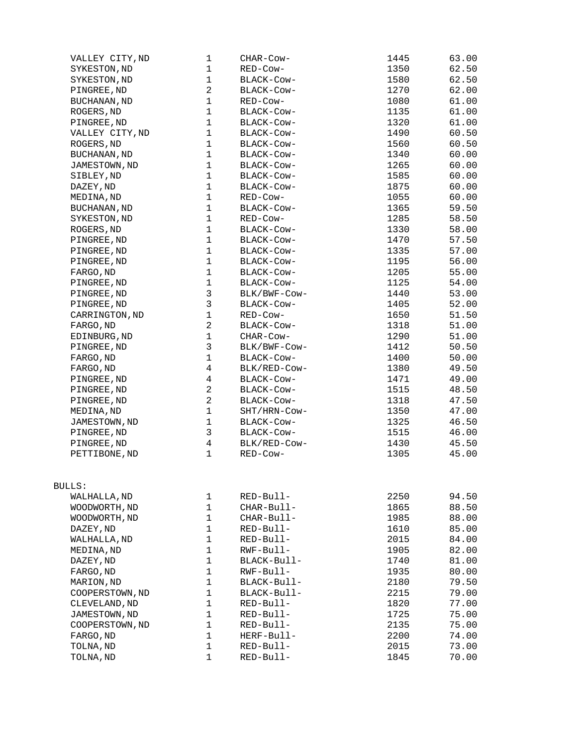| | | | | |
|---|---|---|---|---|
| VALLEY CITY,ND | 1 | CHAR-Cow- | 1445 | 63.00 |
| SYKESTON,ND | 1 | RED-Cow- | 1350 | 62.50 |
| SYKESTON,ND | 1 | BLACK-Cow- | 1580 | 62.50 |
| PINGREE,ND | 2 | BLACK-Cow- | 1270 | 62.00 |
| BUCHANAN,ND | 1 | RED-Cow- | 1080 | 61.00 |
| ROGERS,ND | 1 | BLACK-Cow- | 1135 | 61.00 |
| PINGREE,ND | 1 | BLACK-Cow- | 1320 | 61.00 |
| VALLEY CITY,ND | 1 | BLACK-Cow- | 1490 | 60.50 |
| ROGERS,ND | 1 | BLACK-Cow- | 1560 | 60.50 |
| BUCHANAN,ND | 1 | BLACK-Cow- | 1340 | 60.00 |
| JAMESTOWN,ND | 1 | BLACK-Cow- | 1265 | 60.00 |
| SIBLEY,ND | 1 | BLACK-Cow- | 1585 | 60.00 |
| DAZEY,ND | 1 | BLACK-Cow- | 1875 | 60.00 |
| MEDINA,ND | 1 | RED-Cow- | 1055 | 60.00 |
| BUCHANAN,ND | 1 | BLACK-Cow- | 1365 | 59.50 |
| SYKESTON,ND | 1 | RED-Cow- | 1285 | 58.50 |
| ROGERS,ND | 1 | BLACK-Cow- | 1330 | 58.00 |
| PINGREE,ND | 1 | BLACK-Cow- | 1470 | 57.50 |
| PINGREE,ND | 1 | BLACK-Cow- | 1335 | 57.00 |
| PINGREE,ND | 1 | BLACK-Cow- | 1195 | 56.00 |
| FARGO,ND | 1 | BLACK-Cow- | 1205 | 55.00 |
| PINGREE,ND | 1 | BLACK-Cow- | 1125 | 54.00 |
| PINGREE,ND | 3 | BLK/BWF-Cow- | 1440 | 53.00 |
| PINGREE,ND | 3 | BLACK-Cow- | 1405 | 52.00 |
| CARRINGTON,ND | 1 | RED-Cow- | 1650 | 51.50 |
| FARGO,ND | 2 | BLACK-Cow- | 1318 | 51.00 |
| EDINBURG,ND | 1 | CHAR-Cow- | 1290 | 51.00 |
| PINGREE,ND | 3 | BLK/BWF-Cow- | 1412 | 50.50 |
| FARGO,ND | 1 | BLACK-Cow- | 1400 | 50.00 |
| FARGO,ND | 4 | BLK/RED-Cow- | 1380 | 49.50 |
| PINGREE,ND | 4 | BLACK-Cow- | 1471 | 49.00 |
| PINGREE,ND | 2 | BLACK-Cow- | 1515 | 48.50 |
| PINGREE,ND | 2 | BLACK-Cow- | 1318 | 47.50 |
| MEDINA,ND | 1 | SHT/HRN-Cow- | 1350 | 47.00 |
| JAMESTOWN,ND | 1 | BLACK-Cow- | 1325 | 46.50 |
| PINGREE,ND | 3 | BLACK-Cow- | 1515 | 46.00 |
| PINGREE,ND | 4 | BLK/RED-Cow- | 1430 | 45.50 |
| PETTIBONE,ND | 1 | RED-Cow- | 1305 | 45.00 |

BULLS:

| | | | | |
|---|---|---|---|---|
| WALHALLA,ND | 1 | RED-Bull- | 2250 | 94.50 |
| WOODWORTH,ND | 1 | CHAR-Bull- | 1865 | 88.50 |
| WOODWORTH,ND | 1 | CHAR-Bull- | 1985 | 88.00 |
| DAZEY,ND | 1 | RED-Bull- | 1610 | 85.00 |
| WALHALLA,ND | 1 | RED-Bull- | 2015 | 84.00 |
| MEDINA,ND | 1 | RWF-Bull- | 1905 | 82.00 |
| DAZEY,ND | 1 | BLACK-Bull- | 1740 | 81.00 |
| FARGO,ND | 1 | RWF-Bull- | 1935 | 80.00 |
| MARION,ND | 1 | BLACK-Bull- | 2180 | 79.50 |
| COOPERSTOWN,ND | 1 | BLACK-Bull- | 2215 | 79.00 |
| CLEVELAND,ND | 1 | RED-Bull- | 1820 | 77.00 |
| JAMESTOWN,ND | 1 | RED-Bull- | 1725 | 75.00 |
| COOPERSTOWN,ND | 1 | RED-Bull- | 2135 | 75.00 |
| FARGO,ND | 1 | HERF-Bull- | 2200 | 74.00 |
| TOLNA,ND | 1 | RED-Bull- | 2015 | 73.00 |
| TOLNA,ND | 1 | RED-Bull- | 1845 | 70.00 |